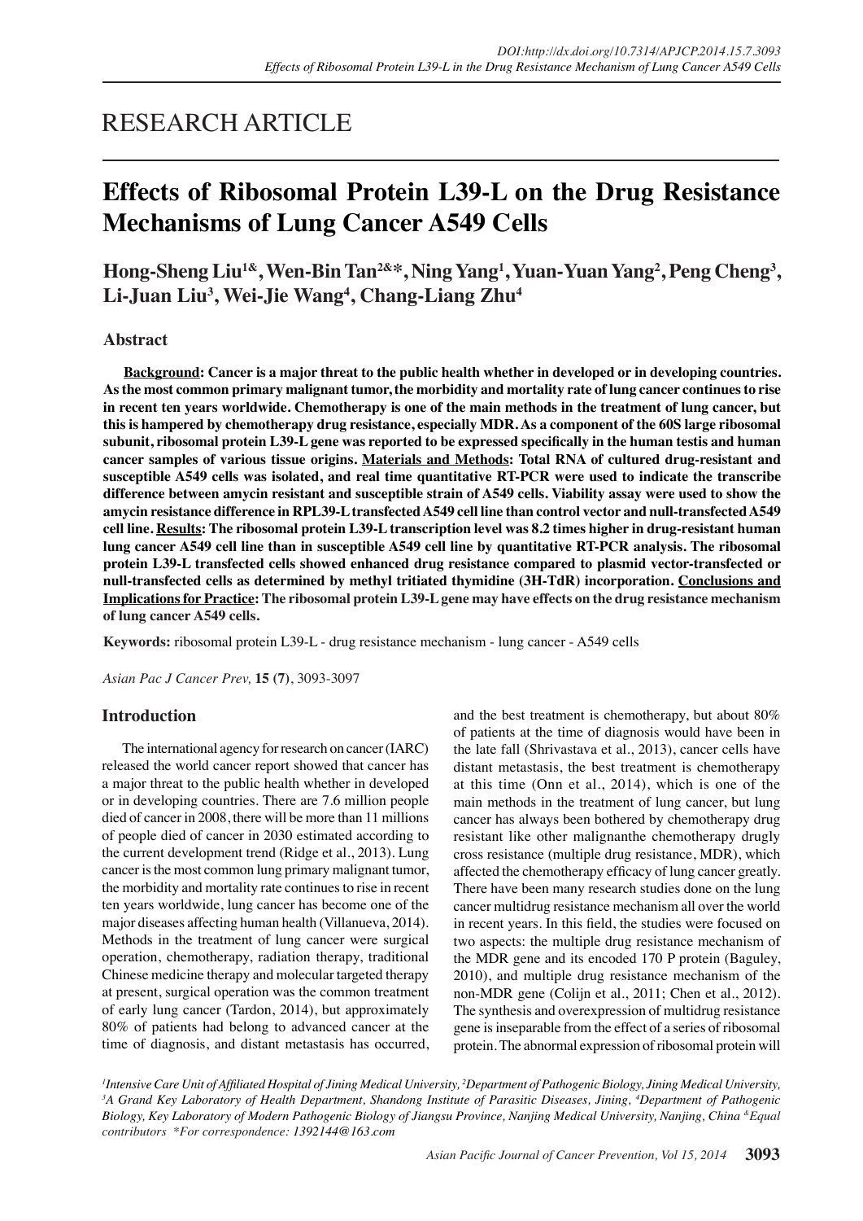RESEARCH ARTICLE

# Effects of Ribosomal Protein L39-L on the Drug Resistance Mechanisms of Lung Cancer A549 Cells

**Hong-Sheng Liu[1&], Wen-Bin Tan[2&*], Ning Yang[1], Yuan-Yuan Yang[2], Peng Cheng[3], Li-Juan Liu[3], Wei-Jie Wang[4], Chang-Liang Zhu[4]**

## Abstract

**Background: Cancer is a major threat to the public health whether in developed or in developing countries. As the most common primary malignant tumor, the morbidity and mortality rate of lung cancer continues to rise in recent ten years worldwide. Chemotherapy is one of the main methods in the treatment of lung cancer, but this is hampered by chemotherapy drug resistance, especially MDR. As a component of the 60S large ribosomal subunit, ribosomal protein L39-L gene was reported to be expressed specifically in the human testis and human cancer samples of various tissue origins. Materials and Methods: Total RNA of cultured drug-resistant and susceptible A549 cells was isolated, and real time quantitative RT-PCR were used to indicate the transcribe difference between amycin resistant and susceptible strain of A549 cells. Viability assay were used to show the amycin resistance difference in RPL39-L transfected A549 cell line than control vector and null-transfected A549 cell line. Results: The ribosomal protein L39-L transcription level was 8.2 times higher in drug-resistant human lung cancer A549 cell line than in susceptible A549 cell line by quantitative RT-PCR analysis. The ribosomal protein L39-L transfected cells showed enhanced drug resistance compared to plasmid vector-transfected or null-transfected cells as determined by methyl tritiated thymidine (3H-TdR) incorporation. Conclusions and Implications for Practice: The ribosomal protein L39-L gene may have effects on the drug resistance mechanism of lung cancer A549 cells.**

**Keywords:** ribosomal protein L39-L - drug resistance mechanism - lung cancer - A549 cells

## Introduction

The international agency for research on cancer (IARC) released the world cancer report showed that cancer has a major threat to the public health whether in developed or in developing countries. There are 7.6 million people died of cancer in 2008, there will be more than 11 millions of people died of cancer in 2030 estimated according to the current development trend (Ridge et al., 2013). Lung cancer is the most common lung primary malignant tumor, the morbidity and mortality rate continues to rise in recent ten years worldwide, lung cancer has become one of the major diseases affecting human health (Villanueva, 2014). Methods in the treatment of lung cancer were surgical operation, chemotherapy, radiation therapy, traditional Chinese medicine therapy and molecular targeted therapy at present, surgical operation was the common treatment of early lung cancer (Tardon, 2014), but approximately 80% of patients had belong to advanced cancer at the time of diagnosis, and distant metastasis has occurred, and the best treatment is chemotherapy, but about 80% of patients at the time of diagnosis would have been in the late fall (Shrivastava et al., 2013), cancer cells have distant metastasis, the best treatment is chemotherapy at this time (Onn et al., 2014), which is one of the main methods in the treatment of lung cancer, but lung cancer has always been bothered by chemotherapy drug resistant like other malignanthe chemotherapy drugly cross resistance (multiple drug resistance, MDR), which affected the chemotherapy efficacy of lung cancer greatly. There have been many research studies done on the lung cancer multidrug resistance mechanism all over the world in recent years. In this field, the studies were focused on two aspects: the multiple drug resistance mechanism of the MDR gene and its encoded 170 P protein (Baguley, 2010), and multiple drug resistance mechanism of the non-MDR gene (Colijn et al., 2011; Chen et al., 2012). The synthesis and overexpression of multidrug resistance gene is inseparable from the effect of a series of ribosomal protein. The abnormal expression of ribosomal protein will

*[1]Intensive Care Unit of Affiliated Hospital of Jining Medical University, [2]Department of Pathogenic Biology, Jining Medical University, [3]A Grand Key Laboratory of Health Department, Shandong Institute of Parasitic Diseases, Jining, [4]Department of Pathogenic Biology, Key Laboratory of Modern Pathogenic Biology of Jiangsu Province, Nanjing Medical University, Nanjing, China [&]Equal contributors \*For correspondence: 1392144@163.com*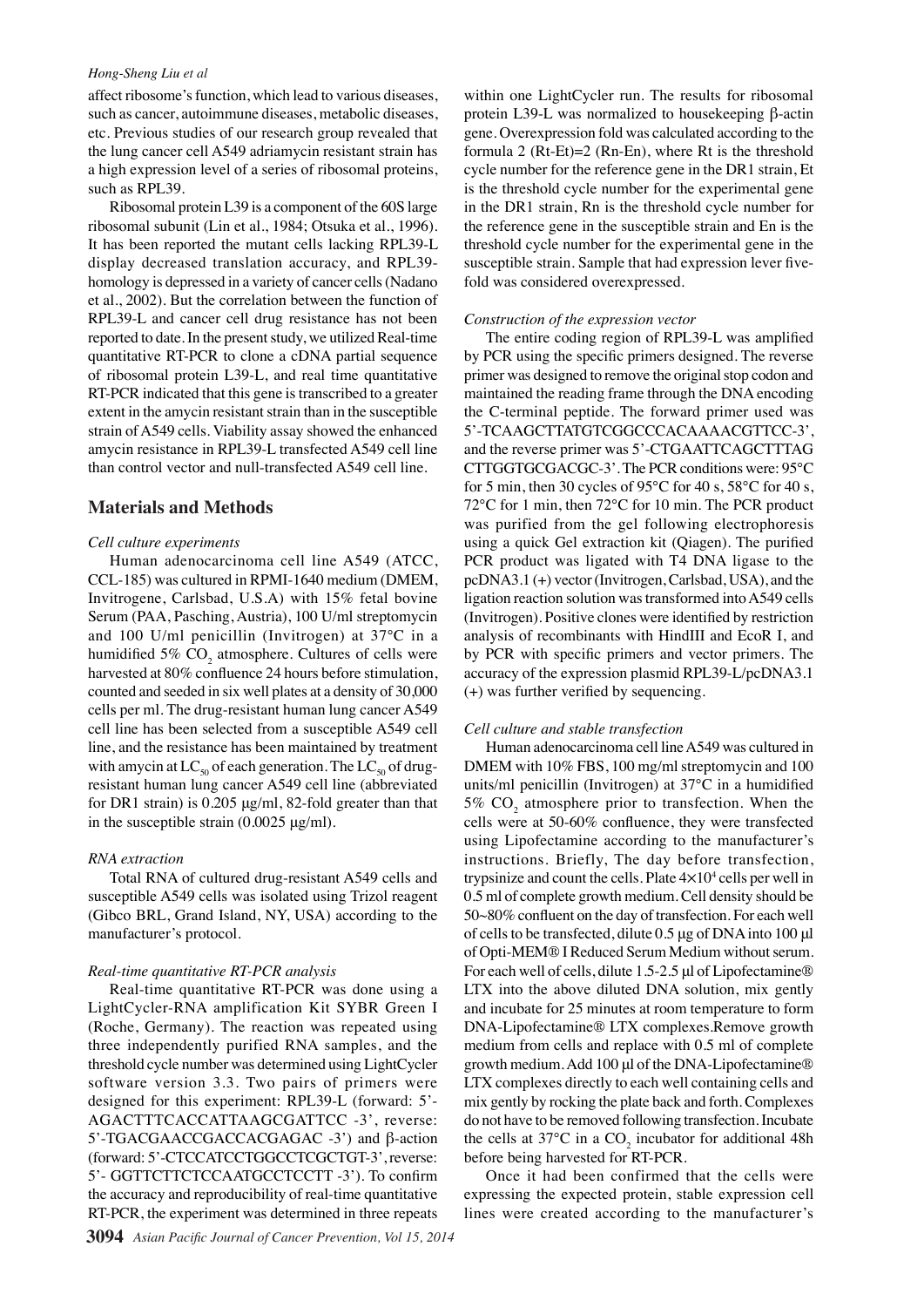affect ribosome's function, which lead to various diseases, such as cancer, autoimmune diseases, metabolic diseases, etc. Previous studies of our research group revealed that the lung cancer cell A549 adriamycin resistant strain has a high expression level of a series of ribosomal proteins, such as RPL39.

Ribosomal protein L39 is a component of the 60S large ribosomal subunit (Lin et al., 1984; Otsuka et al., 1996). It has been reported the mutant cells lacking RPL39-L display decreased translation accuracy, and RPL39-homology is depressed in a variety of cancer cells (Nadano et al., 2002). But the correlation between the function of RPL39-L and cancer cell drug resistance has not been reported to date. In the present study, we utilized Real-time quantitative RT-PCR to clone a cDNA partial sequence of ribosomal protein L39-L, and real time quantitative RT-PCR indicated that this gene is transcribed to a greater extent in the amycin resistant strain than in the susceptible strain of A549 cells. Viability assay showed the enhanced amycin resistance in RPL39-L transfected A549 cell line than control vector and null-transfected A549 cell line.

## Materials and Methods

### *Cell culture experiments*

Human adenocarcinoma cell line A549 (ATCC, CCL-185) was cultured in RPMI-1640 medium (DMEM, Invitrogene, Carlsbad, U.S.A) with 15% fetal bovine Serum (PAA, Pasching, Austria), 100 U/ml streptomycin and 100 U/ml penicillin (Invitrogen) at 37°C in a humidified 5% $CO_2$ atmosphere. Cultures of cells were harvested at 80% confluence 24 hours before stimulation, counted and seeded in six well plates at a density of 30,000 cells per ml. The drug-resistant human lung cancer A549 cell line has been selected from a susceptible A549 cell line, and the resistance has been maintained by treatment with amycin at $LC_{50}$ of each generation. The $LC_{50}$ of drug-resistant human lung cancer A549 cell line (abbreviated for DR1 strain) is 0.205 μg/ml, 82-fold greater than that in the susceptible strain (0.0025 μg/ml).

### *RNA extraction*

Total RNA of cultured drug-resistant A549 cells and susceptible A549 cells was isolated using Trizol reagent (Gibco BRL, Grand Island, NY, USA) according to the manufacturer's protocol.

### *Real-time quantitative RT-PCR analysis*

Real-time quantitative RT-PCR was done using a LightCycler-RNA amplification Kit SYBR Green I (Roche, Germany). The reaction was repeated using three independently purified RNA samples, and the threshold cycle number was determined using LightCycler software version 3.3. Two pairs of primers were designed for this experiment: RPL39-L (forward: 5'-AGACTTTCACCATTAAGCGATTCC -3', reverse: 5'-TGACGAACCGACCACGAGAC -3') and β-action (forward: 5'-CTCCATCCTGGCCTCGCTGT-3', reverse: 5'- GGTTCTTCTCCAATGCCTCCTT -3'). To confirm the accuracy and reproducibility of real-time quantitative RT-PCR, the experiment was determined in three repeats within one LightCycler run. The results for ribosomal protein L39-L was normalized to housekeeping β-actin gene. Overexpression fold was calculated according to the formula $2^{(Rt-Et)}/2^{(Rn-En)}$, where Rt is the threshold cycle number for the reference gene in the DR1 strain, Et is the threshold cycle number for the experimental gene in the DR1 strain, Rn is the threshold cycle number for the reference gene in the susceptible strain and En is the threshold cycle number for the experimental gene in the susceptible strain. Sample that had expression lever five-fold was considered overexpressed.

### *Construction of the expression vector*

The entire coding region of RPL39-L was amplified by PCR using the specific primers designed. The reverse primer was designed to remove the original stop codon and maintained the reading frame through the DNA encoding the C-terminal peptide. The forward primer used was 5'-TCAAGCTTATGTCGGCCCACAAAACGTTCC-3', and the reverse primer was 5'-CTGAATTCAGCTTTAG CTTGGTGCGACGC-3'. The PCR conditions were: 95°C for 5 min, then 30 cycles of 95°C for 40 s, 58°C for 40 s, 72°C for 1 min, then 72°C for 10 min. The PCR product was purified from the gel following electrophoresis using a quick Gel extraction kit (Qiagen). The purified PCR product was ligated with T4 DNA ligase to the pcDNA3.1 (+) vector (Invitrogen, Carlsbad, USA), and the ligation reaction solution was transformed into A549 cells (Invitrogen). Positive clones were identified by restriction analysis of recombinants with HindIII and EcoR I, and by PCR with specific primers and vector primers. The accuracy of the expression plasmid RPL39-L/pcDNA3.1 (+) was further verified by sequencing.

### *Cell culture and stable transfection*

Human adenocarcinoma cell line A549 was cultured in DMEM with 10% FBS, 100 mg/ml streptomycin and 100 units/ml penicillin (Invitrogen) at 37°C in a humidified 5% $CO_2$ atmosphere prior to transfection. When the cells were at 50-60% confluence, they were transfected using Lipofectamine according to the manufacturer's instructions. Briefly, The day before transfection, trypsinize and count the cells. Plate $4\times10^4$ cells per well in 0.5 ml of complete growth medium. Cell density should be 50~80% confluent on the day of transfection. For each well of cells to be transfected, dilute 0.5 μg of DNA into 100 μl of Opti-MEM® I Reduced Serum Medium without serum. For each well of cells, dilute 1.5-2.5 μl of Lipofectamine® LTX into the above diluted DNA solution, mix gently and incubate for 25 minutes at room temperature to form DNA-Lipofectamine® LTX complexes.Remove growth medium from cells and replace with 0.5 ml of complete growth medium. Add 100 μl of the DNA-Lipofectamine® LTX complexes directly to each well containing cells and mix gently by rocking the plate back and forth. Complexes do not have to be removed following transfection. Incubate the cells at 37°C in a $CO_2$ incubator for additional 48h before being harvested for RT-PCR.

Once it had been confirmed that the cells were expressing the expected protein, stable expression cell lines were created according to the manufacturer's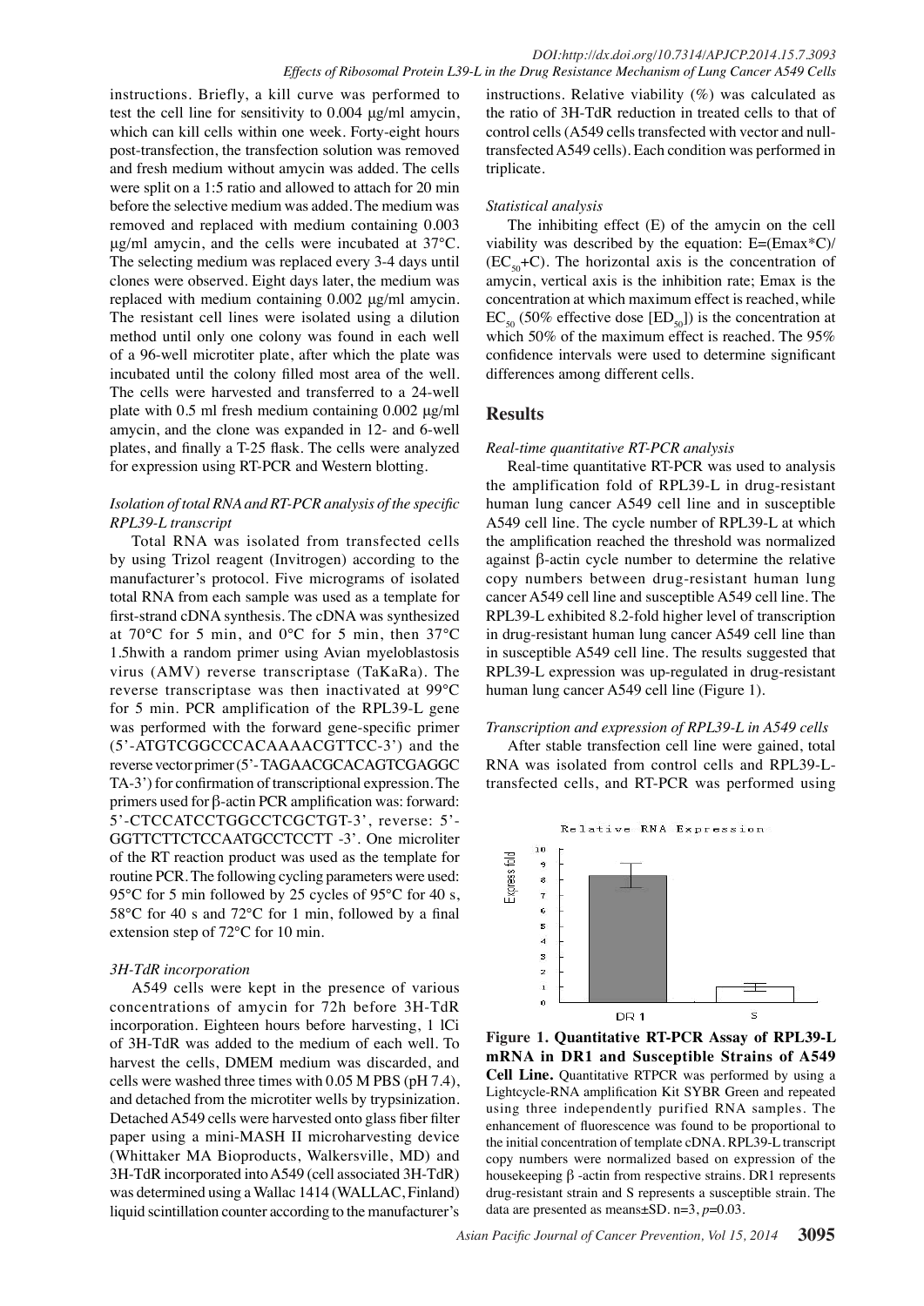instructions. Briefly, a kill curve was performed to test the cell line for sensitivity to 0.004 μg/ml amycin, which can kill cells within one week. Forty-eight hours post-transfection, the transfection solution was removed and fresh medium without amycin was added. The cells were split on a 1:5 ratio and allowed to attach for 20 min before the selective medium was added. The medium was removed and replaced with medium containing 0.003 μg/ml amycin, and the cells were incubated at 37°C. The selecting medium was replaced every 3-4 days until clones were observed. Eight days later, the medium was replaced with medium containing 0.002 μg/ml amycin. The resistant cell lines were isolated using a dilution method until only one colony was found in each well of a 96-well microtiter plate, after which the plate was incubated until the colony filled most area of the well. The cells were harvested and transferred to a 24-well plate with 0.5 ml fresh medium containing 0.002 μg/ml amycin, and the clone was expanded in 12- and 6-well plates, and finally a T-25 flask. The cells were analyzed for expression using RT-PCR and Western blotting.

### *Isolation of total RNA and RT-PCR analysis of the specific RPL39-L transcript*

Total RNA was isolated from transfected cells by using Trizol reagent (Invitrogen) according to the manufacturer's protocol. Five micrograms of isolated total RNA from each sample was used as a template for first-strand cDNA synthesis. The cDNA was synthesized at 70°C for 5 min, and 0°C for 5 min, then 37°C 1.5hwith a random primer using Avian myeloblastosis virus (AMV) reverse transcriptase (TaKaRa). The reverse transcriptase was then inactivated at 99°C for 5 min. PCR amplification of the RPL39-L gene was performed with the forward gene-specific primer (5'-ATGTCGGCCCACAAAACGTTCC-3') and the reverse vector primer (5'- TAGAACGCACAGTCGAGGC TA-3') for confirmation of transcriptional expression. The primers used for β-actin PCR amplification was: forward: 5'-CTCCATCCTGGCCTCGCTGT-3', reverse: 5'-GGTTCTTCTCCAATGCCTCCTT -3'. One microliter of the RT reaction product was used as the template for routine PCR. The following cycling parameters were used: 95°C for 5 min followed by 25 cycles of 95°C for 40 s, 58°C for 40 s and 72°C for 1 min, followed by a final extension step of 72°C for 10 min.

### *3H-TdR incorporation*

A549 cells were kept in the presence of various concentrations of amycin for 72h before 3H-TdR incorporation. Eighteen hours before harvesting, 1 lCi of 3H-TdR was added to the medium of each well. To harvest the cells, DMEM medium was discarded, and cells were washed three times with 0.05 M PBS (pH 7.4), and detached from the microtiter wells by trypsinization. Detached A549 cells were harvested onto glass fiber filter paper using a mini-MASH II microharvesting device (Whittaker MA Bioproducts, Walkersville, MD) and 3H-TdR incorporated into A549 (cell associated 3H-TdR) was determined using a Wallac 1414 (WALLAC, Finland) liquid scintillation counter according to the manufacturer's instructions. Relative viability (%) was calculated as the ratio of 3H-TdR reduction in treated cells to that of control cells (A549 cells transfected with vector and null-transfected A549 cells). Each condition was performed in triplicate.

### *Statistical analysis*

The inhibiting effect (E) of the amycin on the cell viability was described by the equation: $E=(Emax*C)/(EC_{50}+C)$. The horizontal axis is the concentration of amycin, vertical axis is the inhibition rate; Emax is the concentration at which maximum effect is reached, while $EC_{50}$ (50% effective dose [$ED_{50}$]) is the concentration at which 50% of the maximum effect is reached. The 95% confidence intervals were used to determine significant differences among different cells.

## Results

### *Real-time quantitative RT-PCR analysis*

Real-time quantitative RT-PCR was used to analysis the amplification fold of RPL39-L in drug-resistant human lung cancer A549 cell line and in susceptible A549 cell line. The cycle number of RPL39-L at which the amplification reached the threshold was normalized against β-actin cycle number to determine the relative copy numbers between drug-resistant human lung cancer A549 cell line and susceptible A549 cell line. The RPL39-L exhibited 8.2-fold higher level of transcription in drug-resistant human lung cancer A549 cell line than in susceptible A549 cell line. The results suggested that RPL39-L expression was up-regulated in drug-resistant human lung cancer A549 cell line (Figure 1).

### *Transcription and expression of RPL39-L in A549 cells*

After stable transfection cell line were gained, total RNA was isolated from control cells and RPL39-L-transfected cells, and RT-PCR was performed using

**Figure 1. Quantitative RT-PCR Assay of RPL39-L mRNA in DR1 and Susceptible Strains of A549 Cell Line.** Quantitative RTPCR was performed by using a Lightcycle-RNA amplification Kit SYBR Green and repeated using three independently purified RNA samples. The enhancement of fluorescence was found to be proportional to the initial concentration of template cDNA. RPL39-L transcript copy numbers were normalized based on expression of the housekeeping β -actin from respective strains. DR1 represents drug-resistant strain and S represents a susceptible strain. The data are presented as means±SD. n=3, $p$=0.03.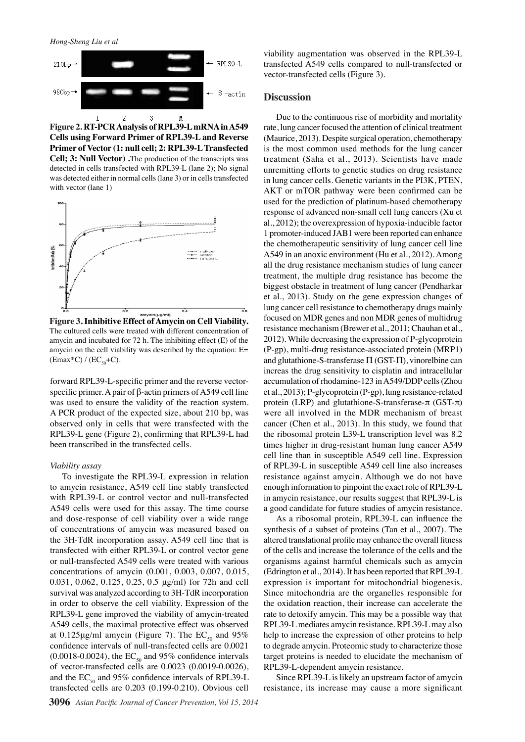**Figure 2. RT-PCR Analysis of RPL39-L mRNA in A549 Cells using Forward Primer of RPL39-L and Reverse Primer of Vector (1: null cell; 2: RPL39-L Transfected Cell; 3: Null Vector) .** The production of the transcripts was detected in cells transfected with RPL39-L (lane 2); No signal was detected either in normal cells (lane 3) or in cells transfected with vector (lane 1)

**Figure 3. Inhibitive Effect of Amycin on Cell Viability.** The cultured cells were treated with different concentration of amycin and incubated for 72 h. The inhibiting effect (E) of the amycin on the cell viability was described by the equation: E= (Emax*C) / ($EC_{50}$+C).

forward RPL39-L-specific primer and the reverse vector-specific primer. A pair of β-actin primers of A549 cell line was used to ensure the validity of the reaction system. A PCR product of the expected size, about 210 bp, was observed only in cells that were transfected with the RPL39-L gene (Figure 2), confirming that RPL39-L had been transcribed in the transfected cells.

### *Viability assay*

To investigate the RPL39-L expression in relation to amycin resistance, A549 cell line stably transfected with RPL39-L or control vector and null-transfected A549 cells were used for this assay. The time course and dose-response of cell viability over a wide range of concentrations of amycin was measured based on the 3H-TdR incorporation assay. A549 cell line that is transfected with either RPL39-L or control vector gene or null-transfected A549 cells were treated with various concentrations of amycin (0.001, 0.003, 0.007, 0.015, 0.031, 0.062, 0.125, 0.25, 0.5 μg/ml) for 72h and cell survival was analyzed according to 3H-TdR incorporation in order to observe the cell viability. Expression of the RPL39-L gene improved the viability of amycin-treated A549 cells, the maximal protective effect was observed at 0.125μg/ml amycin (Figure 7). The $EC_{50}$ and 95% confidence intervals of null-transfected cells are 0.0021 (0.0018-0.0024), the $EC_{50}$ and 95% confidence intervals of vector-transfected cells are 0.0023 (0.0019-0.0026), and the $EC_{50}$ and 95% confidence intervals of RPL39-L transfected cells are 0.203 (0.199-0.210). Obvious cell viability augmentation was observed in the RPL39-L transfected A549 cells compared to null-transfected or vector-transfected cells (Figure 3).

## Discussion

Due to the continuous rise of morbidity and mortality rate, lung cancer focused the attention of clinical treatment (Maurice, 2013). Despite surgical operation, chemotherapy is the most common used methods for the lung cancer treatment (Saha et al., 2013). Scientists have made unremitting efforts to genetic studies on drug resistance in lung cancer cells. Genetic variants in the PI3K, PTEN, AKT or mTOR pathway were been confirmed can be used for the prediction of platinum-based chemotherapy response of advanced non-small cell lung cancers (Xu et al., 2012); the overexpression of hypoxia-inducible factor 1 promoter-induced JAB1 were been reported can enhance the chemotherapeutic sensitivity of lung cancer cell line A549 in an anoxic environment (Hu et al., 2012). Among all the drug resistance mechanism studies of lung cancer treatment, the multiple drug resistance has become the biggest obstacle in treatment of lung cancer (Pendharkar et al., 2013). Study on the gene expression changes of lung cancer cell resistance to chemotherapy drugs mainly focused on MDR genes and non MDR genes of multidrug resistance mechanism (Brewer et al., 2011; Chauhan et al., 2012). While decreasing the expression of P-glycoprotein (P-gp), multi-drug resistance-associated protein (MRP1) and glutathione-S-transferase Π (GST-Π), vinorelbine can increas the drug sensitivity to cisplatin and intracellular accumulation of rhodamine-123 in A549/DDP cells (Zhou et al., 2013); P-glycoprotein (P-gp), lung resistance-related protein (LRP) and glutathione-S-transferase-π (GST-π) were all involved in the MDR mechanism of breast cancer (Chen et al., 2013). In this study, we found that the ribosomal protein L39-L transcription level was 8.2 times higher in drug-resistant human lung cancer A549 cell line than in susceptible A549 cell line. Expression of RPL39-L in susceptible A549 cell line also increases resistance against amycin. Although we do not have enough information to pinpoint the exact role of RPL39-L in amycin resistance, our results suggest that RPL39-L is a good candidate for future studies of amycin resistance.

As a ribosomal protein, RPL39-L can influence the synthesis of a subset of proteins (Tan et al., 2007). The altered translational profile may enhance the overall fitness of the cells and increase the tolerance of the cells and the organisms against harmful chemicals such as amycin (Edrington et al., 2014). It has been reported that RPL39-L expression is important for mitochondrial biogenesis. Since mitochondria are the organelles responsible for the oxidation reaction, their increase can accelerate the rate to detoxify amycin. This may be a possible way that RPL39-L mediates amycin resistance. RPL39-L may also help to increase the expression of other proteins to help to degrade amycin. Proteomic study to characterize those target proteins is needed to elucidate the mechanism of RPL39-L-dependent amycin resistance.

Since RPL39-L is likely an upstream factor of amycin resistance, its increase may cause a more significant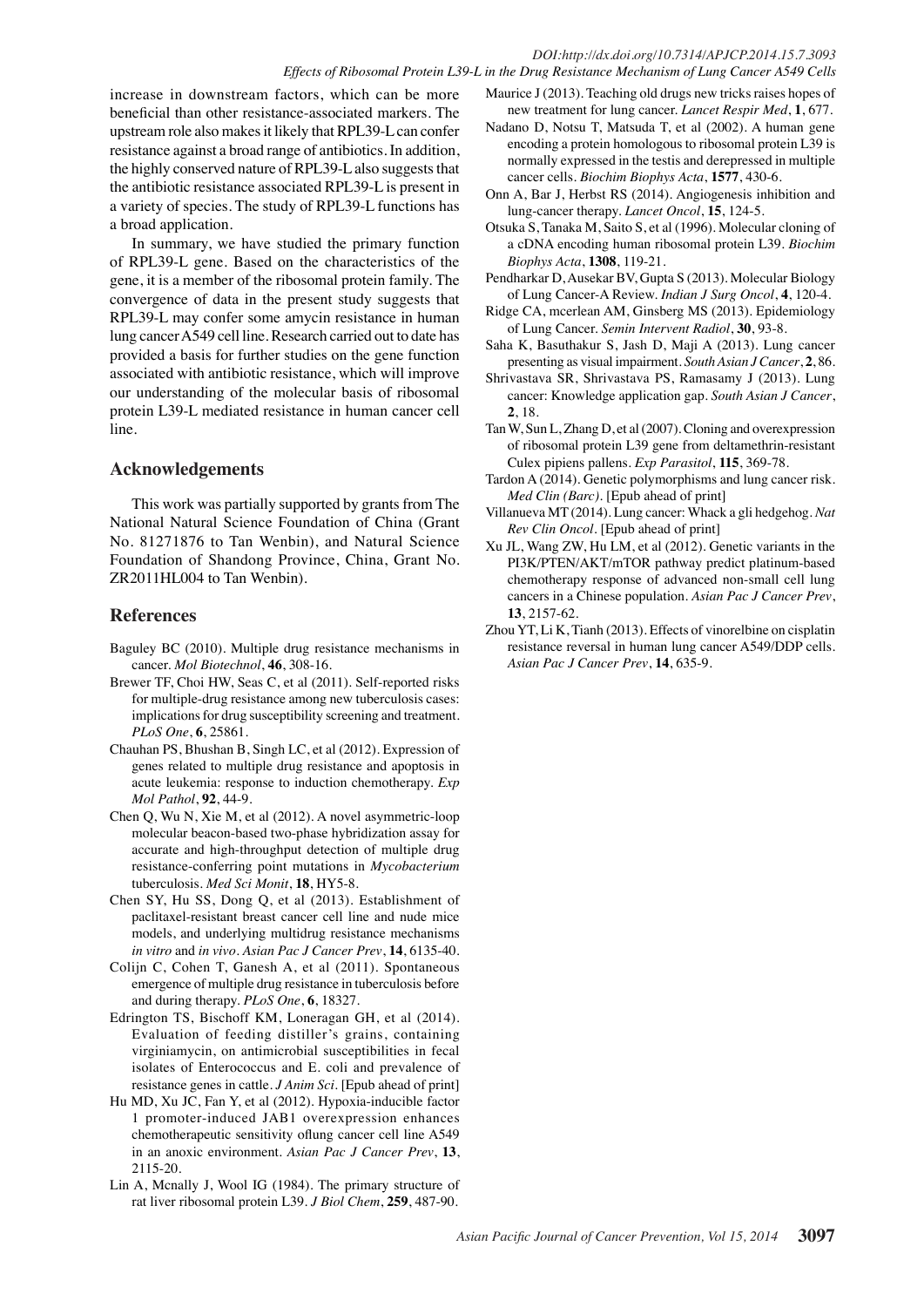increase in downstream factors, which can be more beneficial than other resistance-associated markers. The upstream role also makes it likely that RPL39-L can confer resistance against a broad range of antibiotics. In addition, the highly conserved nature of RPL39-L also suggests that the antibiotic resistance associated RPL39-L is present in a variety of species. The study of RPL39-L functions has a broad application.

In summary, we have studied the primary function of RPL39-L gene. Based on the characteristics of the gene, it is a member of the ribosomal protein family. The convergence of data in the present study suggests that RPL39-L may confer some amycin resistance in human lung cancer A549 cell line. Research carried out to date has provided a basis for further studies on the gene function associated with antibiotic resistance, which will improve our understanding of the molecular basis of ribosomal protein L39-L mediated resistance in human cancer cell line.

## Acknowledgements

This work was partially supported by grants from The National Natural Science Foundation of China (Grant No. 81271876 to Tan Wenbin), and Natural Science Foundation of Shandong Province, China, Grant No. ZR2011HL004 to Tan Wenbin).

## References

Baguley BC (2010). Multiple drug resistance mechanisms in cancer. *Mol Biotechnol*, **46**, 308-16.

Brewer TF, Choi HW, Seas C, et al (2011). Self-reported risks for multiple-drug resistance among new tuberculosis cases: implications for drug susceptibility screening and treatment. *PLoS One*, **6**, 25861.

Chauhan PS, Bhushan B, Singh LC, et al (2012). Expression of genes related to multiple drug resistance and apoptosis in acute leukemia: response to induction chemotherapy. *Exp Mol Pathol*, **92**, 44-9.

Chen Q, Wu N, Xie M, et al (2012). A novel asymmetric-loop molecular beacon-based two-phase hybridization assay for accurate and high-throughput detection of multiple drug resistance-conferring point mutations in *Mycobacterium* tuberculosis. *Med Sci Monit*, **18**, HY5-8.

Chen SY, Hu SS, Dong Q, et al (2013). Establishment of paclitaxel-resistant breast cancer cell line and nude mice models, and underlying multidrug resistance mechanisms *in vitro* and *in vivo*. *Asian Pac J Cancer Prev*, **14**, 6135-40.

Colijn C, Cohen T, Ganesh A, et al (2011). Spontaneous emergence of multiple drug resistance in tuberculosis before and during therapy. *PLoS One*, **6**, 18327.

Edrington TS, Bischoff KM, Loneragan GH, et al (2014). Evaluation of feeding distiller's grains, containing virginiamycin, on antimicrobial susceptibilities in fecal isolates of Enterococcus and E. coli and prevalence of resistance genes in cattle. *J Anim Sci*. [Epub ahead of print]

Hu MD, Xu JC, Fan Y, et al (2012). Hypoxia-inducible factor 1 promoter-induced JAB1 overexpression enhances chemotherapeutic sensitivity oflung cancer cell line A549 in an anoxic environment. *Asian Pac J Cancer Prev*, **13**, 2115-20.

Lin A, Mcnally J, Wool IG (1984). The primary structure of rat liver ribosomal protein L39. *J Biol Chem*, **259**, 487-90.

Maurice J (2013). Teaching old drugs new tricks raises hopes of new treatment for lung cancer. *Lancet Respir Med*, **1**, 677.

Nadano D, Notsu T, Matsuda T, et al (2002). A human gene encoding a protein homologous to ribosomal protein L39 is normally expressed in the testis and derepressed in multiple cancer cells. *Biochim Biophys Acta*, **1577**, 430-6.

Onn A, Bar J, Herbst RS (2014). Angiogenesis inhibition and lung-cancer therapy. *Lancet Oncol*, **15**, 124-5.

Otsuka S, Tanaka M, Saito S, et al (1996). Molecular cloning of a cDNA encoding human ribosomal protein L39. *Biochim Biophys Acta*, **1308**, 119-21.

Pendharkar D, Ausekar BV, Gupta S (2013). Molecular Biology of Lung Cancer-A Review. *Indian J Surg Oncol*, **4**, 120-4.

Ridge CA, mcerlean AM, Ginsberg MS (2013). Epidemiology of Lung Cancer. *Semin Intervent Radiol*, **30**, 93-8.

Saha K, Basuthakur S, Jash D, Maji A (2013). Lung cancer presenting as visual impairment. *South Asian J Cancer*, **2**, 86.

Shrivastava SR, Shrivastava PS, Ramasamy J (2013). Lung cancer: Knowledge application gap. *South Asian J Cancer*, **2**, 18.

Tan W, Sun L, Zhang D, et al (2007). Cloning and overexpression of ribosomal protein L39 gene from deltamethrin-resistant Culex pipiens pallens. *Exp Parasitol*, **115**, 369-78.

Tardon A (2014). Genetic polymorphisms and lung cancer risk. *Med Clin (Barc)*. [Epub ahead of print]

Villanueva MT (2014). Lung cancer: Whack a gli hedgehog. *Nat Rev Clin Oncol*. [Epub ahead of print]

Xu JL, Wang ZW, Hu LM, et al (2012). Genetic variants in the PI3K/PTEN/AKT/mTOR pathway predict platinum-based chemotherapy response of advanced non-small cell lung cancers in a Chinese population. *Asian Pac J Cancer Prev*, **13**, 2157-62.

Zhou YT, Li K, Tianh (2013). Effects of vinorelbine on cisplatin resistance reversal in human lung cancer A549/DDP cells. *Asian Pac J Cancer Prev*, **14**, 635-9.